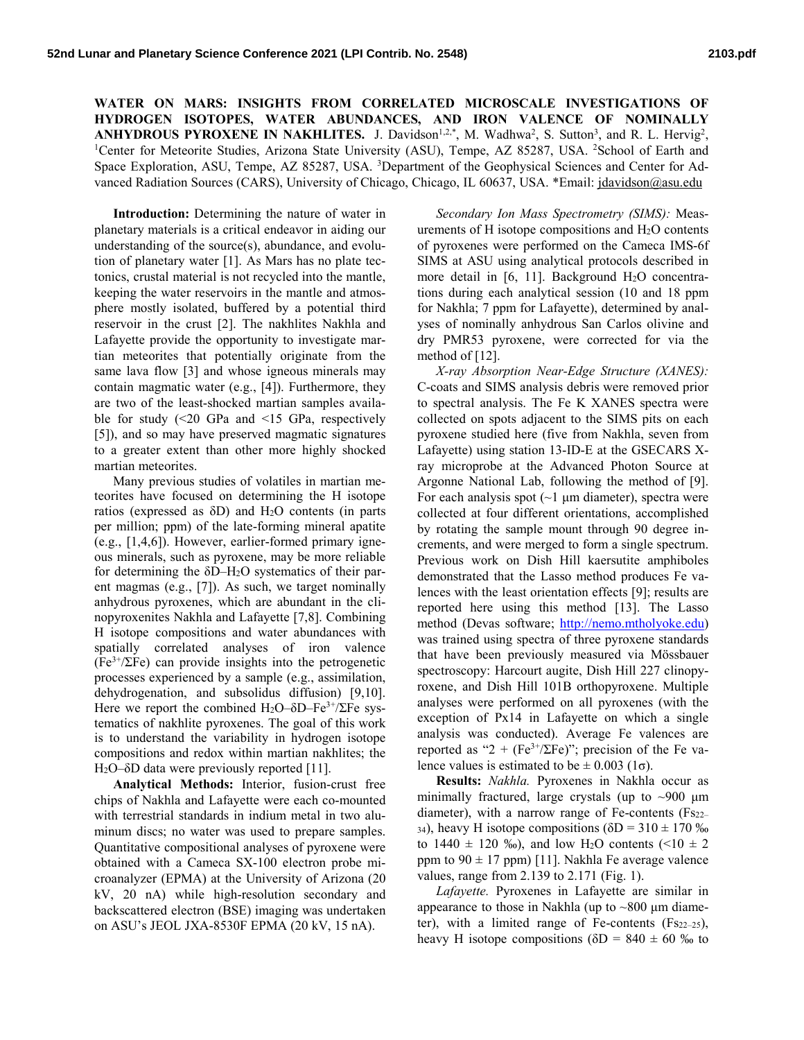# WATER ON MARS: INSIGHTS FROM CORRELATED MICROSCALE INVESTIGATIONS OF HYDROGEN ISOTOPES, WATER ABUNDANCES, AND IRON VALENCE OF NOMINALLY ANHYDROUS PYROXENE IN NAKHLITES.

J. Davidson[1,2,*], M. Wadhwa[2], S. Sutton[3], and R. L. Hervig[2], [1]Center for Meteorite Studies, Arizona State University (ASU), Tempe, AZ 85287, USA. [2]School of Earth and Space Exploration, ASU, Tempe, AZ 85287, USA. [3]Department of the Geophysical Sciences and Center for Advanced Radiation Sources (CARS), University of Chicago, Chicago, IL 60637, USA. *Email: jdavidson@asu.edu

**Introduction:** Determining the nature of water in planetary materials is a critical endeavor in aiding our understanding of the source(s), abundance, and evolution of planetary water [1]. As Mars has no plate tectonics, crustal material is not recycled into the mantle, keeping the water reservoirs in the mantle and atmosphere mostly isolated, buffered by a potential third reservoir in the crust [2]. The nakhlites Nakhla and Lafayette provide the opportunity to investigate martian meteorites that potentially originate from the same lava flow [3] and whose igneous minerals may contain magmatic water (e.g., [4]). Furthermore, they are two of the least-shocked martian samples available for study (<20 GPa and <15 GPa, respectively [5]), and so may have preserved magmatic signatures to a greater extent than other more highly shocked martian meteorites.

Many previous studies of volatiles in martian meteorites have focused on determining the H isotope ratios (expressed as δD) and $H_2O$ contents (in parts per million; ppm) of the late-forming mineral apatite (e.g., [1,4,6]). However, earlier-formed primary igneous minerals, such as pyroxene, may be more reliable for determining the δD–$H_2O$ systematics of their parent magmas (e.g., [7]). As such, we target nominally anhydrous pyroxenes, which are abundant in the clinopyroxenites Nakhla and Lafayette [7,8]. Combining H isotope compositions and water abundances with spatially correlated analyses of iron valence ($Fe^{3+}/\Sigma Fe$) can provide insights into the petrogenetic processes experienced by a sample (e.g., assimilation, dehydrogenation, and subsolidus diffusion) [9,10]. Here we report the combined $H_2O$–δD–$Fe^{3+}/\Sigma Fe$ systematics of nakhlite pyroxenes. The goal of this work is to understand the variability in hydrogen isotope compositions and redox within martian nakhlites; the $H_2O$–δD data were previously reported [11].

**Analytical Methods:** Interior, fusion-crust free chips of Nakhla and Lafayette were each co-mounted with terrestrial standards in indium metal in two aluminum discs; no water was used to prepare samples. Quantitative compositional analyses of pyroxene were obtained with a Cameca SX-100 electron probe microanalyzer (EPMA) at the University of Arizona (20 kV, 20 nA) while high-resolution secondary and backscattered electron (BSE) imaging was undertaken on ASU's JEOL JXA-8530F EPMA (20 kV, 15 nA).

*Secondary Ion Mass Spectrometry (SIMS):* Measurements of H isotope compositions and $H_2O$ contents of pyroxenes were performed on the Cameca IMS-6f SIMS at ASU using analytical protocols described in more detail in [6, 11]. Background $H_2O$ concentrations during each analytical session (10 and 18 ppm for Nakhla; 7 ppm for Lafayette), determined by analyses of nominally anhydrous San Carlos olivine and dry PMR53 pyroxene, were corrected for via the method of [12].

*X-ray Absorption Near-Edge Structure (XANES):* C-coats and SIMS analysis debris were removed prior to spectral analysis. The Fe K XANES spectra were collected on spots adjacent to the SIMS pits on each pyroxene studied here (five from Nakhla, seven from Lafayette) using station 13-ID-E at the GSECARS X-ray microprobe at the Advanced Photon Source at Argonne National Lab, following the method of [9]. For each analysis spot (~1 µm diameter), spectra were collected at four different orientations, accomplished by rotating the sample mount through 90 degree increments, and were merged to form a single spectrum. Previous work on Dish Hill kaersutite amphiboles demonstrated that the Lasso method produces Fe valences with the least orientation effects [9]; results are reported here using this method [13]. The Lasso method (Devas software; http://nemo.mtholyoke.edu) was trained using spectra of three pyroxene standards that have been previously measured via Mössbauer spectroscopy: Harcourt augite, Dish Hill 227 clinopyroxene, and Dish Hill 101B orthopyroxene. Multiple analyses were performed on all pyroxenes (with the exception of Px14 in Lafayette on which a single analysis was conducted). Average Fe valences are reported as "2 + ($Fe^{3+}/\Sigma Fe$)"; precision of the Fe valence values is estimated to be ± 0.003 (1σ).

**Results:** *Nakhla.* Pyroxenes in Nakhla occur as minimally fractured, large crystals (up to ~900 µm diameter), with a narrow range of Fe-contents ($Fs_{22-34}$), heavy H isotope compositions (δD = 310 ± 170 ‰ to 1440 ± 120 ‰), and low $H_2O$ contents (<10 ± 2 ppm to 90 ± 17 ppm) [11]. Nakhla Fe average valence values, range from 2.139 to 2.171 (Fig. 1).

*Lafayette.* Pyroxenes in Lafayette are similar in appearance to those in Nakhla (up to ~800 µm diameter), with a limited range of Fe-contents ($Fs_{22-25}$), heavy H isotope compositions (δD = 840 ± 60 ‰ to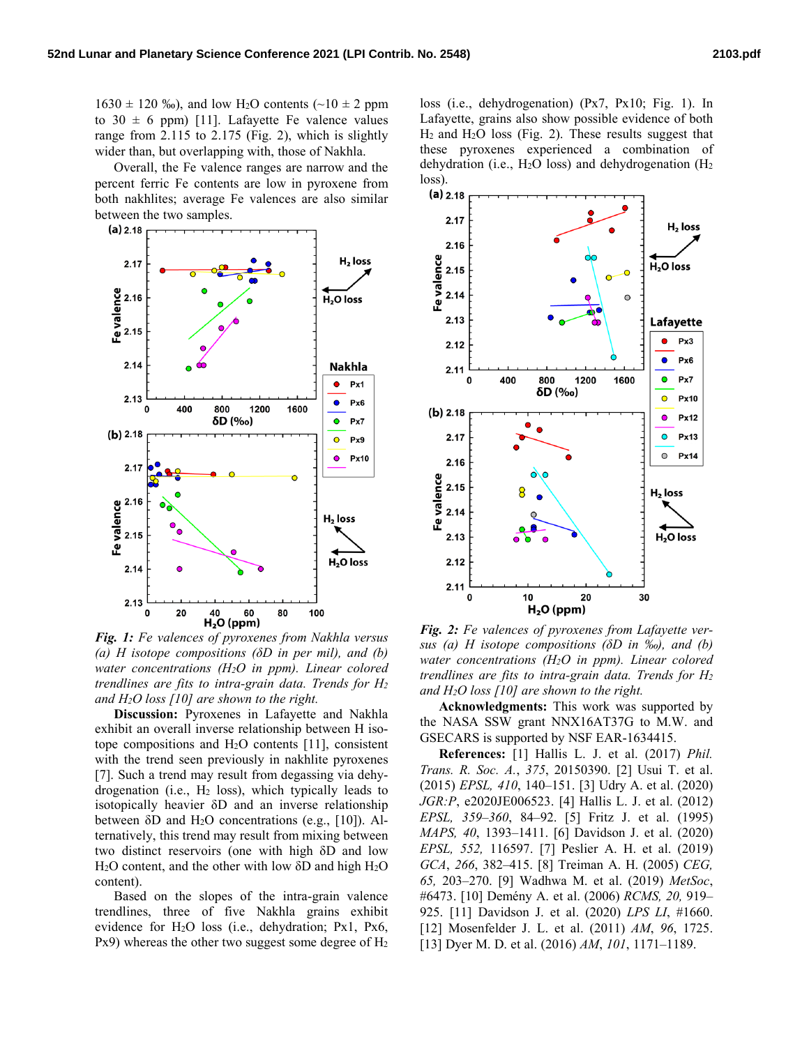1630 ± 120 ‰), and low $H_2O$ contents (~10 ± 2 ppm to 30 ± 6 ppm) [11]. Lafayette Fe valence values range from 2.115 to 2.175 (Fig. 2), which is slightly wider than, but overlapping with, those of Nakhla.

Overall, the Fe valence ranges are narrow and the percent ferric Fe contents are low in pyroxene from both nakhlites; average Fe valences are also similar between the two samples.

(a) 2.18
2.17
2.16
2.15
2.14
2.13
Fe valence
0 400 800 1200 1600
δD (‰)
H₂ loss
H₂O loss
Nakhla
Px1
Px6
Px7
Px9
Px10

(b) 2.18
2.17
2.16
2.15
2.14
2.13
Fe valence
0 20 40 60 80 100
H₂O (ppm)
H₂ loss
H₂O loss

*Fig. 1: Fe valences of pyroxenes from Nakhla versus (a) H isotope compositions (δD in per mil), and (b) water concentrations ($H_2O$ in ppm). Linear colored trendlines are fits to intra-grain data. Trends for $H_2$ and $H_2O$ loss [10] are shown to the right.*

**Discussion:** Pyroxenes in Lafayette and Nakhla exhibit an overall inverse relationship between H isotope compositions and $H_2O$ contents [11], consistent with the trend seen previously in nakhlite pyroxenes [7]. Such a trend may result from degassing via dehydrogenation (i.e., $H_2$ loss), which typically leads to isotopically heavier δD and an inverse relationship between δD and $H_2O$ concentrations (e.g., [10]). Alternatively, this trend may result from mixing between two distinct reservoirs (one with high δD and low $H_2O$ content, and the other with low δD and high $H_2O$ content).

Based on the slopes of the intra-grain valence trendlines, three of five Nakhla grains exhibit evidence for $H_2O$ loss (i.e., dehydration; Px1, Px6, Px9) whereas the other two suggest some degree of $H_2$ loss (i.e., dehydrogenation) (Px7, Px10; Fig. 1). In Lafayette, grains also show possible evidence of both $H_2$ and $H_2O$ loss (Fig. 2). These results suggest that these pyroxenes experienced a combination of dehydration (i.e., $H_2O$ loss) and dehydrogenation ($H_2$ loss).

(a) 2.18
2.17
2.16
2.15
2.14
2.13
2.12
2.11
Fe valence
0 400 800 1200 1600
δD (‰)
H₂ loss
H₂O loss
Lafayette
Px3
Px6
Px7
Px10
Px12
Px13
Px14

(b) 2.18
2.17
2.16
2.15
2.14
2.13
2.12
2.11
Fe valence
0 10 20 30
H₂O (ppm)
H₂ loss
H₂O loss

*Fig. 2: Fe valences of pyroxenes from Lafayette versus (a) H isotope compositions (δD in ‰), and (b) water concentrations ($H_2O$ in ppm). Linear colored trendlines are fits to intra-grain data. Trends for $H_2$ and $H_2O$ loss [10] are shown to the right.*

**Acknowledgments:** This work was supported by the NASA SSW grant NNX16AT37G to M.W. and GSECARS is supported by NSF EAR-1634415.

**References:** [1] Hallis L. J. et al. (2017) *Phil. Trans. R. Soc. A.*, *375*, 20150390. [2] Usui T. et al. (2015) *EPSL, 410*, 140–151. [3] Udry A. et al. (2020) *JGR:P*, e2020JE006523. [4] Hallis L. J. et al. (2012) *EPSL, 359–360*, 84–92. [5] Fritz J. et al. (1995) *MAPS, 40*, 1393–1411. [6] Davidson J. et al. (2020) *EPSL, 552,* 116597. [7] Peslier A. H. et al. (2019) *GCA*, *266*, 382–415. [8] Treiman A. H. (2005) *CEG, 65,* 203–270. [9] Wadhwa M. et al. (2019) *MetSoc*, #6473. [10] Demény A. et al. (2006) *RCMS, 20,* 919–925. [11] Davidson J. et al. (2020) *LPS LI*, #1660. [12] Mosenfelder J. L. et al. (2011) *AM*, *96*, 1725. [13] Dyer M. D. et al. (2016) *AM*, *101*, 1171–1189.